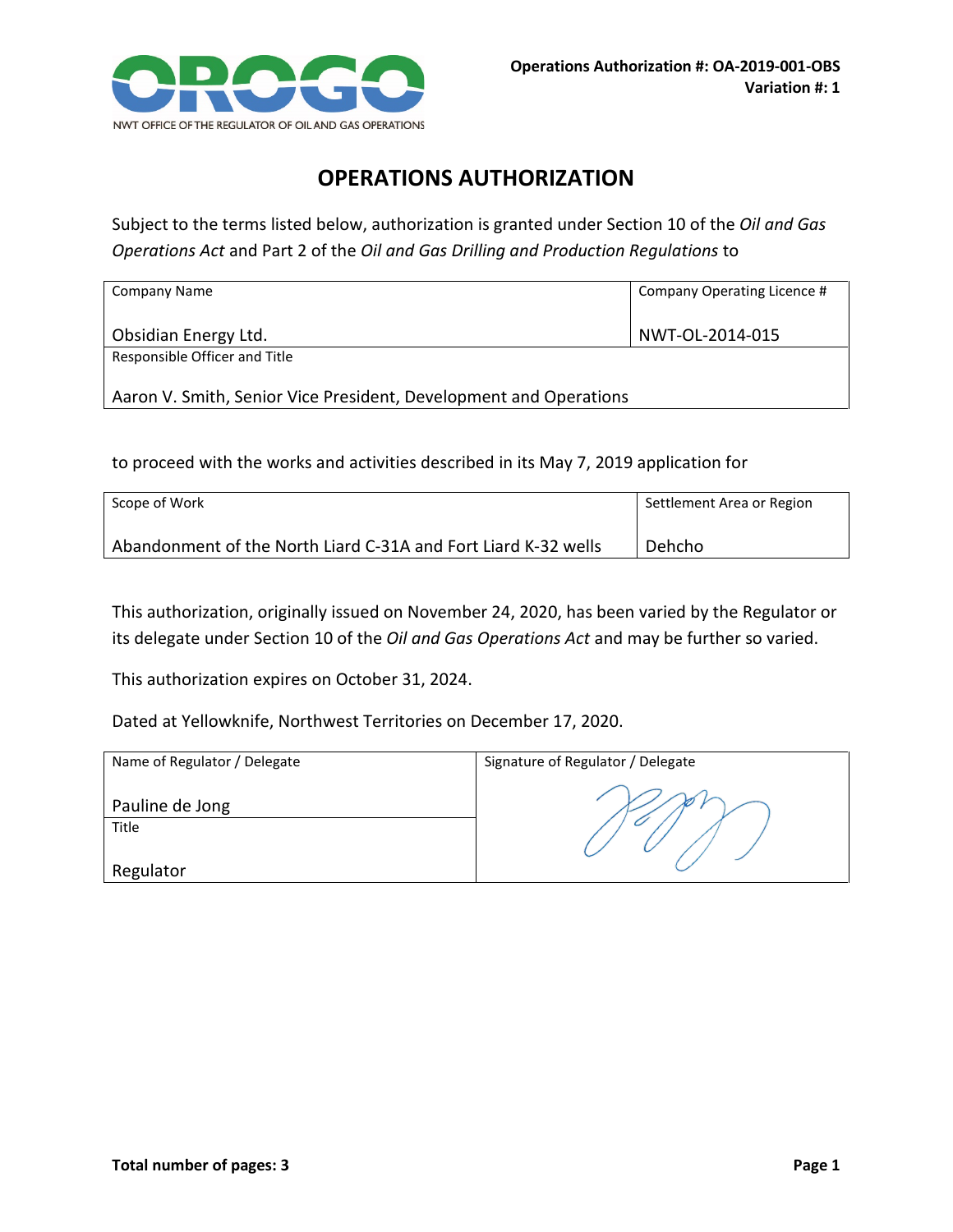Operations Authorization #: OA-2019-001-OBS
Variation #: 1

# OPERATIONS AUTHORIZATION

Subject to the terms listed below, authorization is granted under Section 10 of the *Oil and Gas Operations Act* and Part 2 of the *Oil and Gas Drilling and Production Regulations* to

| Company Name | Company Operating Licence # |
|---|---|
| Obsidian Energy Ltd. | NWT-OL-2014-015 |
| Responsible Officer and Title | |
| Aaron V. Smith, Senior Vice President, Development and Operations | |

to proceed with the works and activities described in its May 7, 2019 application for

| Scope of Work | Settlement Area or Region |
|---|---|
| Abandonment of the North Liard C-31A and Fort Liard K-32 wells | Dehcho |

This authorization, originally issued on November 24, 2020, has been varied by the Regulator or its delegate under Section 10 of the *Oil and Gas Operations Act* and may be further so varied.

This authorization expires on October 31, 2024.

Dated at Yellowknife, Northwest Territories on December 17, 2020.

| Name of Regulator / Delegate | Signature of Regulator / Delegate |
|---|---|
| Pauline de Jong | |
| Title | |
| Regulator | |

**Total number of pages: 3**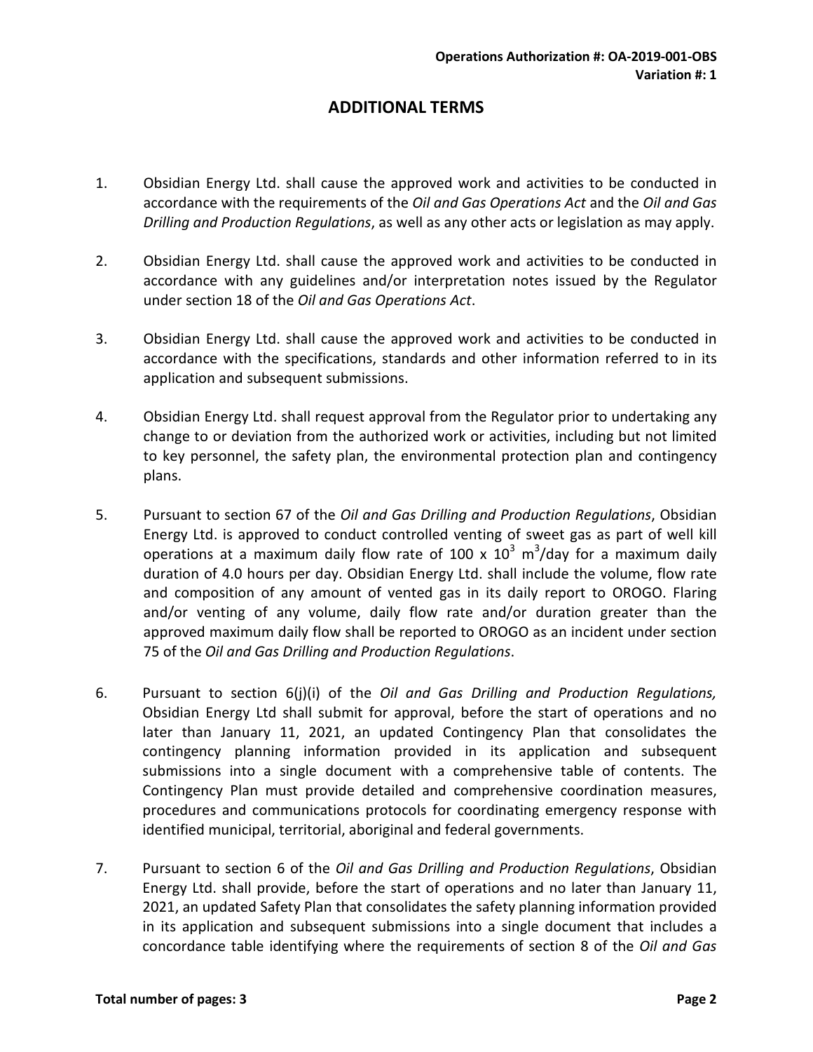**Operations Authorization #: OA-2019-001-OBS**
**Variation #: 1**

## ADDITIONAL TERMS

1. Obsidian Energy Ltd. shall cause the approved work and activities to be conducted in accordance with the requirements of the *Oil and Gas Operations Act* and the *Oil and Gas Drilling and Production Regulations*, as well as any other acts or legislation as may apply.

2. Obsidian Energy Ltd. shall cause the approved work and activities to be conducted in accordance with any guidelines and/or interpretation notes issued by the Regulator under section 18 of the *Oil and Gas Operations Act*.

3. Obsidian Energy Ltd. shall cause the approved work and activities to be conducted in accordance with the specifications, standards and other information referred to in its application and subsequent submissions.

4. Obsidian Energy Ltd. shall request approval from the Regulator prior to undertaking any change to or deviation from the authorized work or activities, including but not limited to key personnel, the safety plan, the environmental protection plan and contingency plans.

5. Pursuant to section 67 of the *Oil and Gas Drilling and Production Regulations*, Obsidian Energy Ltd. is approved to conduct controlled venting of sweet gas as part of well kill operations at a maximum daily flow rate of 100 x $10^3$ $m^3$/day for a maximum daily duration of 4.0 hours per day. Obsidian Energy Ltd. shall include the volume, flow rate and composition of any amount of vented gas in its daily report to OROGO. Flaring and/or venting of any volume, daily flow rate and/or duration greater than the approved maximum daily flow shall be reported to OROGO as an incident under section 75 of the *Oil and Gas Drilling and Production Regulations*.

6. Pursuant to section 6(j)(i) of the *Oil and Gas Drilling and Production Regulations,* Obsidian Energy Ltd shall submit for approval, before the start of operations and no later than January 11, 2021, an updated Contingency Plan that consolidates the contingency planning information provided in its application and subsequent submissions into a single document with a comprehensive table of contents. The Contingency Plan must provide detailed and comprehensive coordination measures, procedures and communications protocols for coordinating emergency response with identified municipal, territorial, aboriginal and federal governments.

7. Pursuant to section 6 of the *Oil and Gas Drilling and Production Regulations*, Obsidian Energy Ltd. shall provide, before the start of operations and no later than January 11, 2021, an updated Safety Plan that consolidates the safety planning information provided in its application and subsequent submissions into a single document that includes a concordance table identifying where the requirements of section 8 of the *Oil and Gas*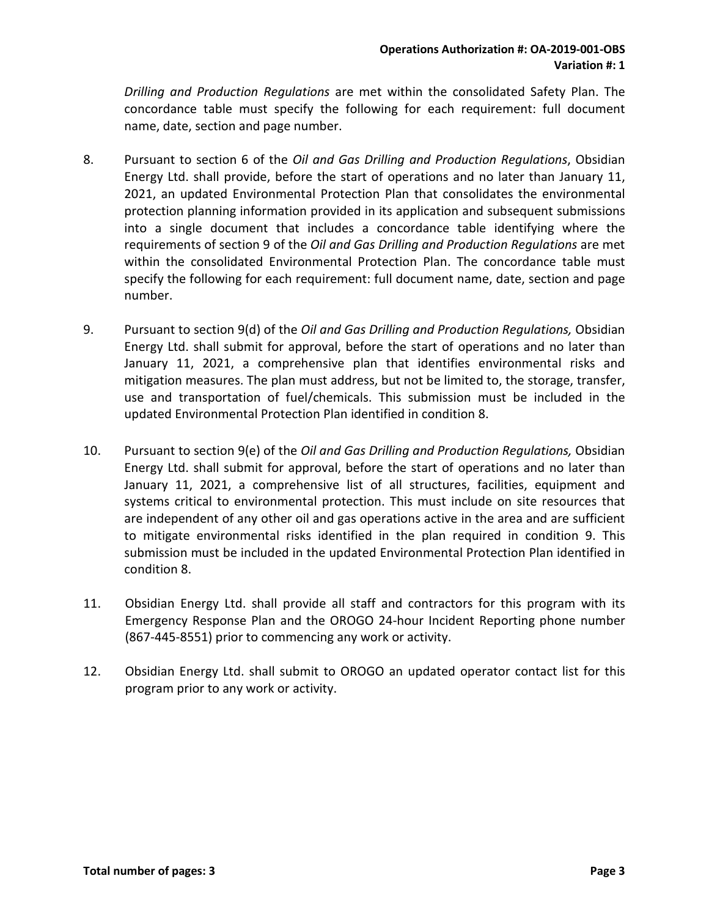*Drilling and Production Regulations* are met within the consolidated Safety Plan. The concordance table must specify the following for each requirement: full document name, date, section and page number.

8. Pursuant to section 6 of the *Oil and Gas Drilling and Production Regulations*, Obsidian Energy Ltd. shall provide, before the start of operations and no later than January 11, 2021, an updated Environmental Protection Plan that consolidates the environmental protection planning information provided in its application and subsequent submissions into a single document that includes a concordance table identifying where the requirements of section 9 of the *Oil and Gas Drilling and Production Regulations* are met within the consolidated Environmental Protection Plan. The concordance table must specify the following for each requirement: full document name, date, section and page number.

9. Pursuant to section 9(d) of the *Oil and Gas Drilling and Production Regulations,* Obsidian Energy Ltd. shall submit for approval, before the start of operations and no later than January 11, 2021, a comprehensive plan that identifies environmental risks and mitigation measures. The plan must address, but not be limited to, the storage, transfer, use and transportation of fuel/chemicals. This submission must be included in the updated Environmental Protection Plan identified in condition 8.

10. Pursuant to section 9(e) of the *Oil and Gas Drilling and Production Regulations,* Obsidian Energy Ltd. shall submit for approval, before the start of operations and no later than January 11, 2021, a comprehensive list of all structures, facilities, equipment and systems critical to environmental protection. This must include on site resources that are independent of any other oil and gas operations active in the area and are sufficient to mitigate environmental risks identified in the plan required in condition 9. This submission must be included in the updated Environmental Protection Plan identified in condition 8.

11. Obsidian Energy Ltd. shall provide all staff and contractors for this program with its Emergency Response Plan and the OROGO 24-hour Incident Reporting phone number (867-445-8551) prior to commencing any work or activity.

12. Obsidian Energy Ltd. shall submit to OROGO an updated operator contact list for this program prior to any work or activity.